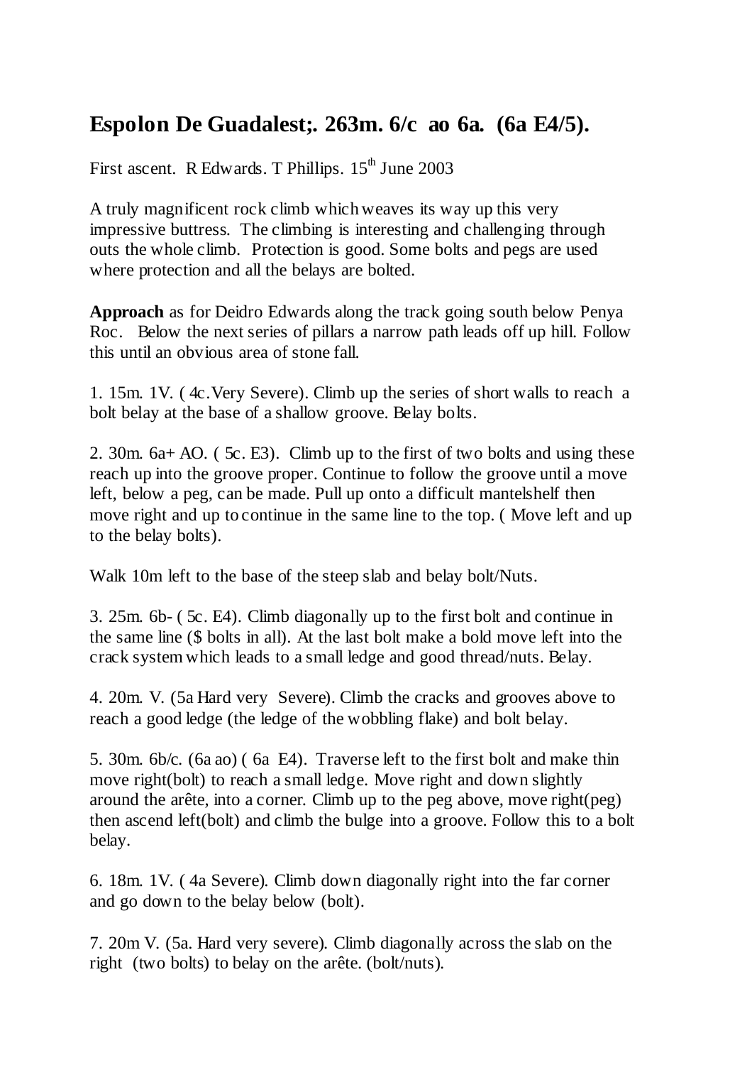# Espolon De Guadalest;. 263m. 6/c ao 6a. (6a E4/5).

First ascent. R Edwards. T Phillips. 15th June 2003

A truly magnificent rock climb which weaves its way up this very impressive buttress. The climbing is interesting and challenging through outs the whole climb. Protection is good. Some bolts and pegs are used where protection and all the belays are bolted.

**Approach** as for Deidro Edwards along the track going south below Penya Roc. Below the next series of pillars a narrow path leads off up hill. Follow this until an obvious area of stone fall.

1. 15m. 1V. ( 4c.Very Severe). Climb up the series of short walls to reach a bolt belay at the base of a shallow groove. Belay bolts.

2. 30m. 6a+ AO. ( 5c. E3). Climb up to the first of two bolts and using these reach up into the groove proper. Continue to follow the groove until a move left, below a peg, can be made. Pull up onto a difficult mantelshelf then move right and up to continue in the same line to the top. ( Move left and up to the belay bolts).

Walk 10m left to the base of the steep slab and belay bolt/Nuts.

3. 25m. 6b- ( 5c. E4). Climb diagonally up to the first bolt and continue in the same line ($ bolts in all). At the last bolt make a bold move left into the crack system which leads to a small ledge and good thread/nuts. Belay.

4. 20m. V. (5a Hard very Severe). Climb the cracks and grooves above to reach a good ledge (the ledge of the wobbling flake) and bolt belay.

5. 30m. 6b/c. (6a ao) ( 6a E4). Traverse left to the first bolt and make thin move right(bolt) to reach a small ledge. Move right and down slightly around the arête, into a corner. Climb up to the peg above, move right(peg) then ascend left(bolt) and climb the bulge into a groove. Follow this to a bolt belay.

6. 18m. 1V. ( 4a Severe). Climb down diagonally right into the far corner and go down to the belay below (bolt).

7. 20m V. (5a. Hard very severe). Climb diagonally across the slab on the right (two bolts) to belay on the arête. (bolt/nuts).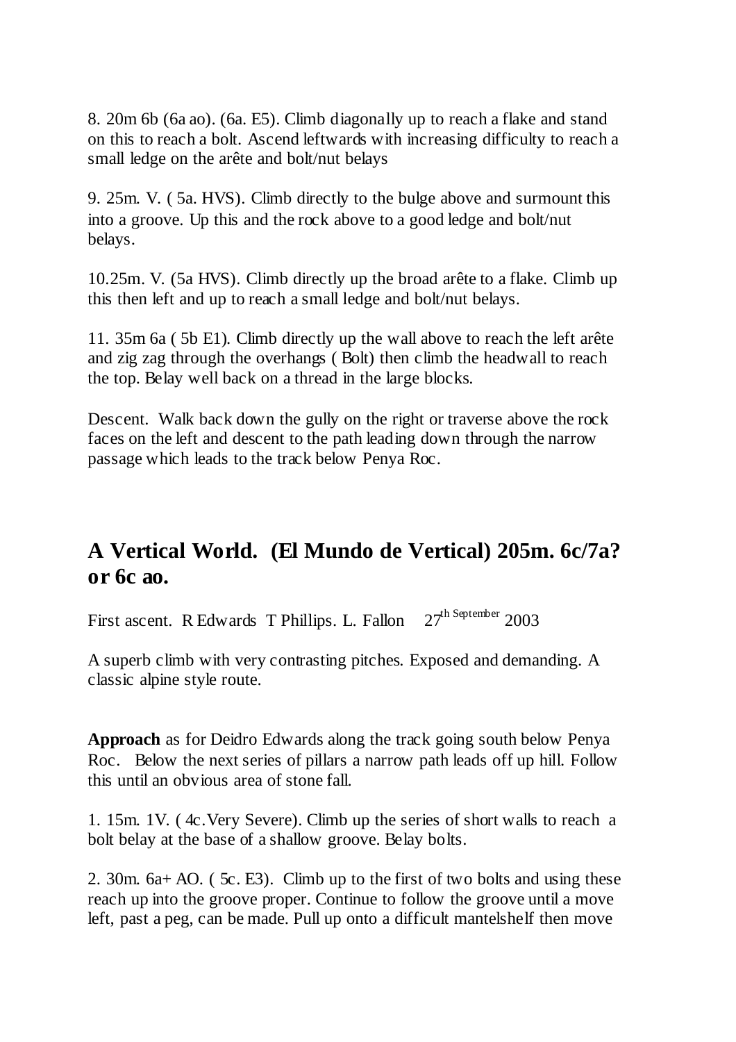8. 20m 6b (6a ao). (6a. E5). Climb diagonally up to reach a flake and stand on this to reach a bolt. Ascend leftwards with increasing difficulty to reach a small ledge on the arête and bolt/nut belays

9. 25m. V. ( 5a. HVS). Climb directly to the bulge above and surmount this into a groove. Up this and the rock above to a good ledge and bolt/nut belays.

10.25m. V. (5a HVS). Climb directly up the broad arête to a flake. Climb up this then left and up to reach a small ledge and bolt/nut belays.

11. 35m 6a ( 5b E1). Climb directly up the wall above to reach the left arête and zig zag through the overhangs ( Bolt) then climb the headwall to reach the top. Belay well back on a thread in the large blocks.

Descent. Walk back down the gully on the right or traverse above the rock faces on the left and descent to the path leading down through the narrow passage which leads to the track below Penya Roc.

## A Vertical World. (El Mundo de Vertical) 205m. 6c/7a? or 6c ao.

First ascent. R Edwards T Phillips. L. Fallon 27th September 2003

A superb climb with very contrasting pitches. Exposed and demanding. A classic alpine style route.

**Approach** as for Deidro Edwards along the track going south below Penya Roc. Below the next series of pillars a narrow path leads off up hill. Follow this until an obvious area of stone fall.

1. 15m. 1V. ( 4c.Very Severe). Climb up the series of short walls to reach a bolt belay at the base of a shallow groove. Belay bolts.

2. 30m. 6a+ AO. ( 5c. E3). Climb up to the first of two bolts and using these reach up into the groove proper. Continue to follow the groove until a move left, past a peg, can be made. Pull up onto a difficult mantelshelf then move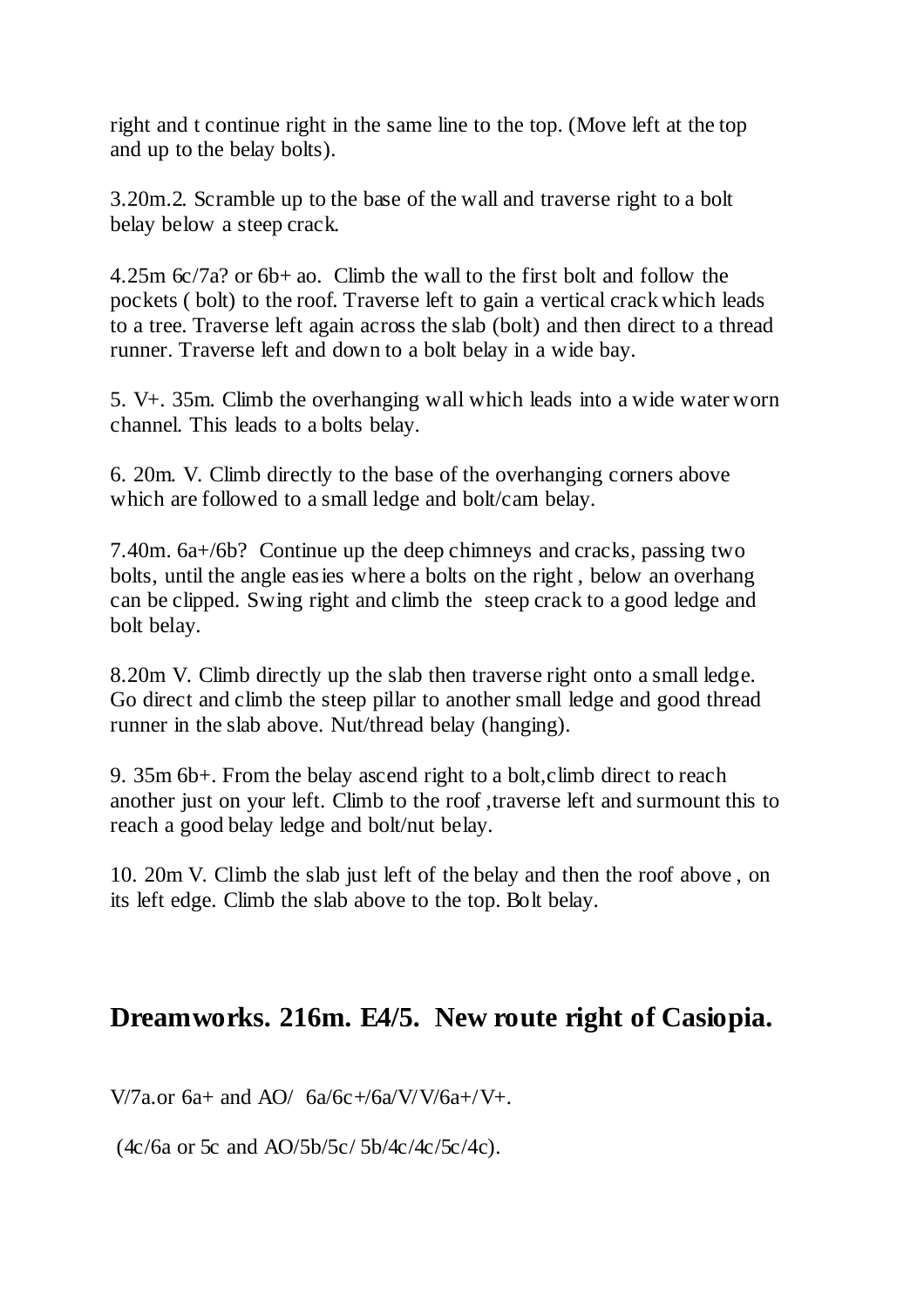right and t continue right in the same line to the top. (Move left at the top and up to the belay bolts).

3.20m.2. Scramble up to the base of the wall and traverse right to a bolt belay below a steep crack.

4.25m 6c/7a? or 6b+ ao. Climb the wall to the first bolt and follow the pockets ( bolt) to the roof. Traverse left to gain a vertical crack which leads to a tree. Traverse left again across the slab (bolt) and then direct to a thread runner. Traverse left and down to a bolt belay in a wide bay.

5. V+. 35m. Climb the overhanging wall which leads into a wide water worn channel. This leads to a bolts belay.

6. 20m. V. Climb directly to the base of the overhanging corners above which are followed to a small ledge and bolt/cam belay.

7.40m. 6a+/6b? Continue up the deep chimneys and cracks, passing two bolts, until the angle easies where a bolts on the right , below an overhang can be clipped. Swing right and climb the steep crack to a good ledge and bolt belay.

8.20m V. Climb directly up the slab then traverse right onto a small ledge. Go direct and climb the steep pillar to another small ledge and good thread runner in the slab above. Nut/thread belay (hanging).

9. 35m 6b+. From the belay ascend right to a bolt,climb direct to reach another just on your left. Climb to the roof ,traverse left and surmount this to reach a good belay ledge and bolt/nut belay.

10. 20m V. Climb the slab just left of the belay and then the roof above , on its left edge. Climb the slab above to the top. Bolt belay.

## Dreamworks. 216m. E4/5. New route right of Casiopia.

V/7a.or 6a+ and AO/ 6a/6c+/6a/V/V/6a+/V+.

(4c/6a or 5c and AO/5b/5c/ 5b/4c/4c/5c/4c).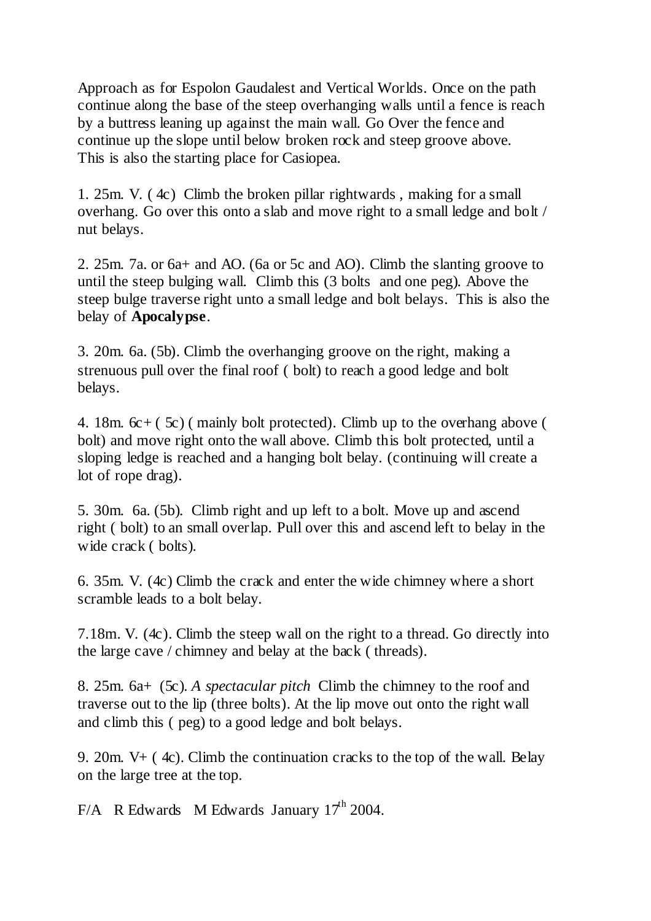Approach as for Espolon Gaudalest and Vertical Worlds. Once on the path continue along the base of the steep overhanging walls until a fence is reach by a buttress leaning up against the main wall. Go Over the fence and continue up the slope until below broken rock and steep groove above. This is also the starting place for Casiopea.

1. 25m. V. ( 4c) Climb the broken pillar rightwards , making for a small overhang. Go over this onto a slab and move right to a small ledge and bolt / nut belays.

2. 25m. 7a. or 6a+ and AO. (6a or 5c and AO). Climb the slanting groove to until the steep bulging wall. Climb this (3 bolts and one peg). Above the steep bulge traverse right unto a small ledge and bolt belays. This is also the belay of **Apocalypse**.

3. 20m. 6a. (5b). Climb the overhanging groove on the right, making a strenuous pull over the final roof ( bolt) to reach a good ledge and bolt belays.

4. 18m. 6c+ ( 5c) ( mainly bolt protected). Climb up to the overhang above ( bolt) and move right onto the wall above. Climb this bolt protected, until a sloping ledge is reached and a hanging bolt belay. (continuing will create a lot of rope drag).

5. 30m. 6a. (5b). Climb right and up left to a bolt. Move up and ascend right ( bolt) to an small overlap. Pull over this and ascend left to belay in the wide crack ( bolts).

6. 35m. V. (4c) Climb the crack and enter the wide chimney where a short scramble leads to a bolt belay.

7.18m. V. (4c). Climb the steep wall on the right to a thread. Go directly into the large cave / chimney and belay at the back ( threads).

8. 25m. 6a+ (5c). *A spectacular pitch* Climb the chimney to the roof and traverse out to the lip (three bolts). At the lip move out onto the right wall and climb this ( peg) to a good ledge and bolt belays.

9. 20m. V+ ( 4c). Climb the continuation cracks to the top of the wall. Belay on the large tree at the top.

F/A R Edwards M Edwards January 17th 2004.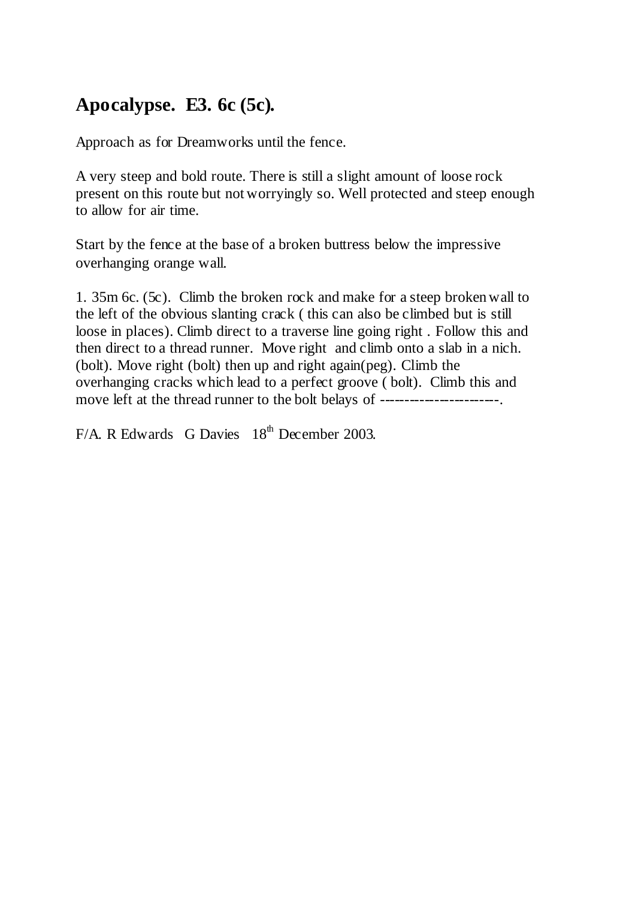## Apocalypse. E3. 6c (5c).

Approach as for Dreamworks until the fence.

A very steep and bold route. There is still a slight amount of loose rock present on this route but not worryingly so. Well protected and steep enough to allow for air time.

Start by the fence at the base of a broken buttress below the impressive overhanging orange wall.

1. 35m 6c. (5c). Climb the broken rock and make for a steep broken wall to the left of the obvious slanting crack ( this can also be climbed but is still loose in places). Climb direct to a traverse line going right . Follow this and then direct to a thread runner. Move right and climb onto a slab in a nich. (bolt). Move right (bolt) then up and right again(peg). Climb the overhanging cracks which lead to a perfect groove ( bolt). Climb this and move left at the thread runner to the bolt belays of ----------------------.

F/A. R Edwards G Davies 18th December 2003.